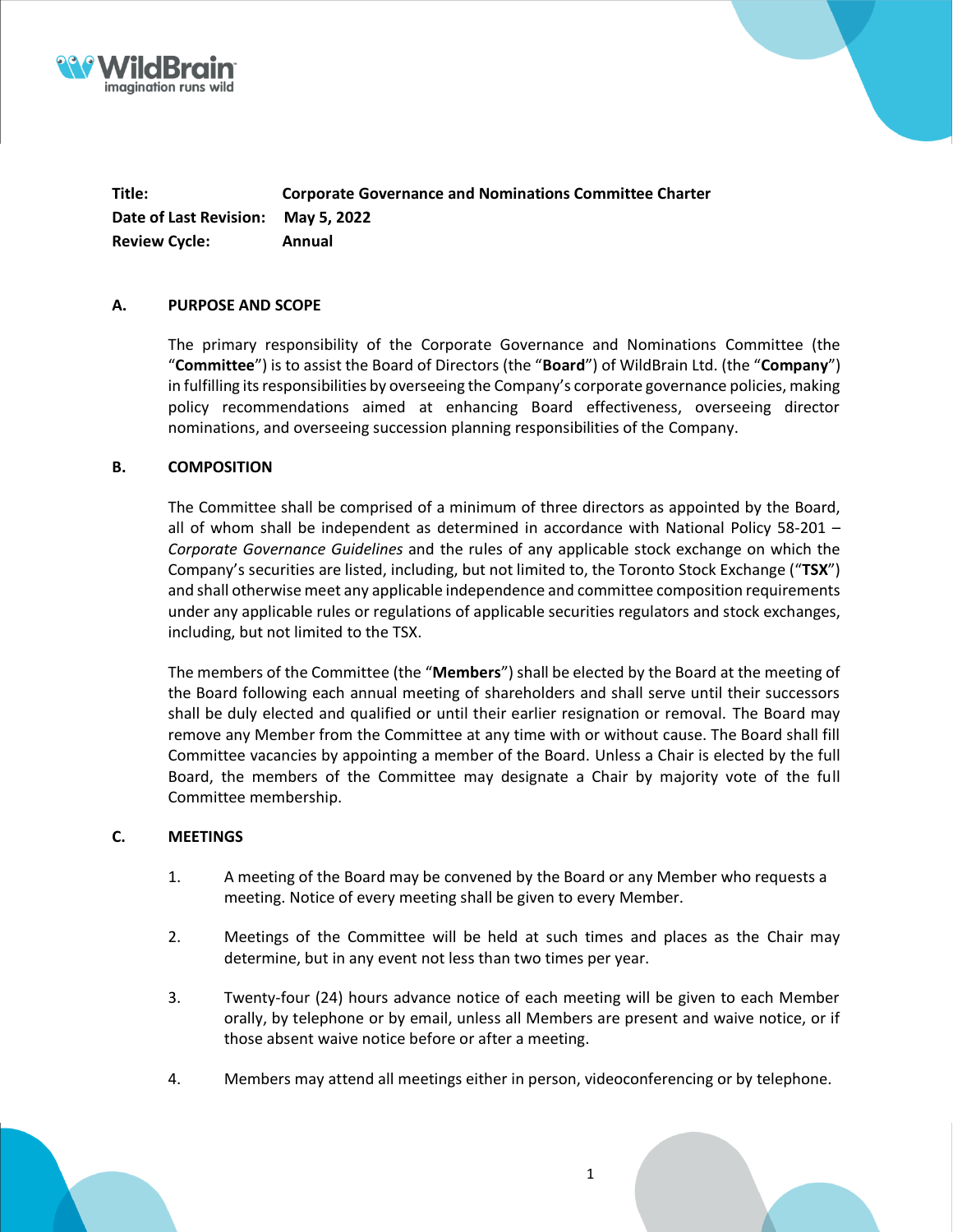| | |
|---|---|
| **Title:** | **Corporate Governance and Nominations Committee Charter** |
| **Date of Last Revision:** | **May 5, 2022** |
| **Review Cycle:** | **Annual** |

## A. PURPOSE AND SCOPE

The primary responsibility of the Corporate Governance and Nominations Committee (the "**Committee**") is to assist the Board of Directors (the "**Board**") of WildBrain Ltd. (the "**Company**") in fulfilling its responsibilities by overseeing the Company's corporate governance policies, making policy recommendations aimed at enhancing Board effectiveness, overseeing director nominations, and overseeing succession planning responsibilities of the Company.

## B. COMPOSITION

The Committee shall be comprised of a minimum of three directors as appointed by the Board, all of whom shall be independent as determined in accordance with National Policy 58-201 – *Corporate Governance Guidelines* and the rules of any applicable stock exchange on which the Company's securities are listed, including, but not limited to, the Toronto Stock Exchange ("**TSX**") and shall otherwise meet any applicable independence and committee composition requirements under any applicable rules or regulations of applicable securities regulators and stock exchanges, including, but not limited to the TSX.

The members of the Committee (the "**Members**") shall be elected by the Board at the meeting of the Board following each annual meeting of shareholders and shall serve until their successors shall be duly elected and qualified or until their earlier resignation or removal. The Board may remove any Member from the Committee at any time with or without cause. The Board shall fill Committee vacancies by appointing a member of the Board. Unless a Chair is elected by the full Board, the members of the Committee may designate a Chair by majority vote of the full Committee membership.

## C. MEETINGS

1. A meeting of the Board may be convened by the Board or any Member who requests a meeting. Notice of every meeting shall be given to every Member.
2. Meetings of the Committee will be held at such times and places as the Chair may determine, but in any event not less than two times per year.
3. Twenty-four (24) hours advance notice of each meeting will be given to each Member orally, by telephone or by email, unless all Members are present and waive notice, or if those absent waive notice before or after a meeting.
4. Members may attend all meetings either in person, videoconferencing or by telephone.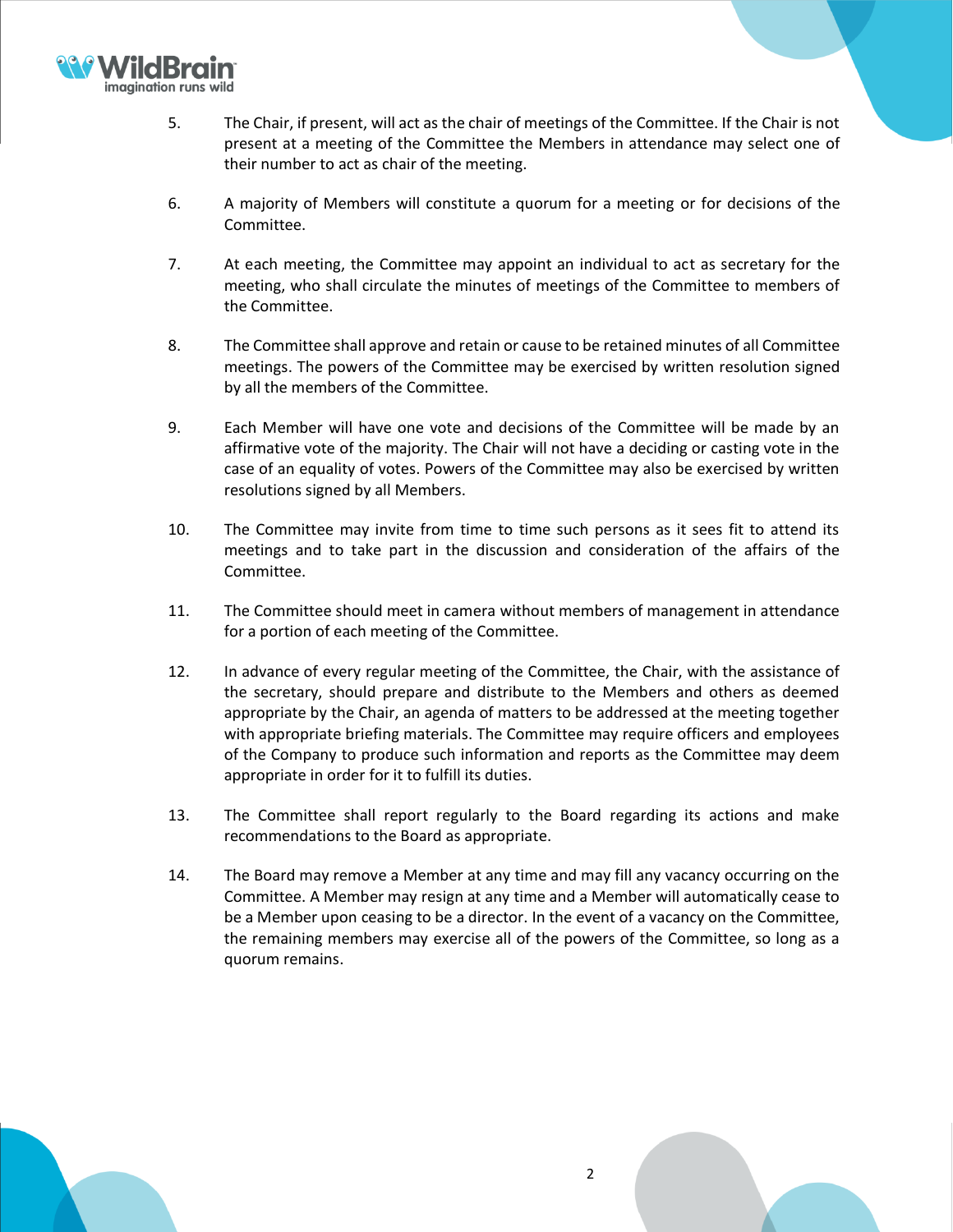5. The Chair, if present, will act as the chair of meetings of the Committee. If the Chair is not present at a meeting of the Committee the Members in attendance may select one of their number to act as chair of the meeting.

6. A majority of Members will constitute a quorum for a meeting or for decisions of the Committee.

7. At each meeting, the Committee may appoint an individual to act as secretary for the meeting, who shall circulate the minutes of meetings of the Committee to members of the Committee.

8. The Committee shall approve and retain or cause to be retained minutes of all Committee meetings. The powers of the Committee may be exercised by written resolution signed by all the members of the Committee.

9. Each Member will have one vote and decisions of the Committee will be made by an affirmative vote of the majority. The Chair will not have a deciding or casting vote in the case of an equality of votes. Powers of the Committee may also be exercised by written resolutions signed by all Members.

10. The Committee may invite from time to time such persons as it sees fit to attend its meetings and to take part in the discussion and consideration of the affairs of the Committee.

11. The Committee should meet in camera without members of management in attendance for a portion of each meeting of the Committee.

12. In advance of every regular meeting of the Committee, the Chair, with the assistance of the secretary, should prepare and distribute to the Members and others as deemed appropriate by the Chair, an agenda of matters to be addressed at the meeting together with appropriate briefing materials. The Committee may require officers and employees of the Company to produce such information and reports as the Committee may deem appropriate in order for it to fulfill its duties.

13. The Committee shall report regularly to the Board regarding its actions and make recommendations to the Board as appropriate.

14. The Board may remove a Member at any time and may fill any vacancy occurring on the Committee. A Member may resign at any time and a Member will automatically cease to be a Member upon ceasing to be a director. In the event of a vacancy on the Committee, the remaining members may exercise all of the powers of the Committee, so long as a quorum remains.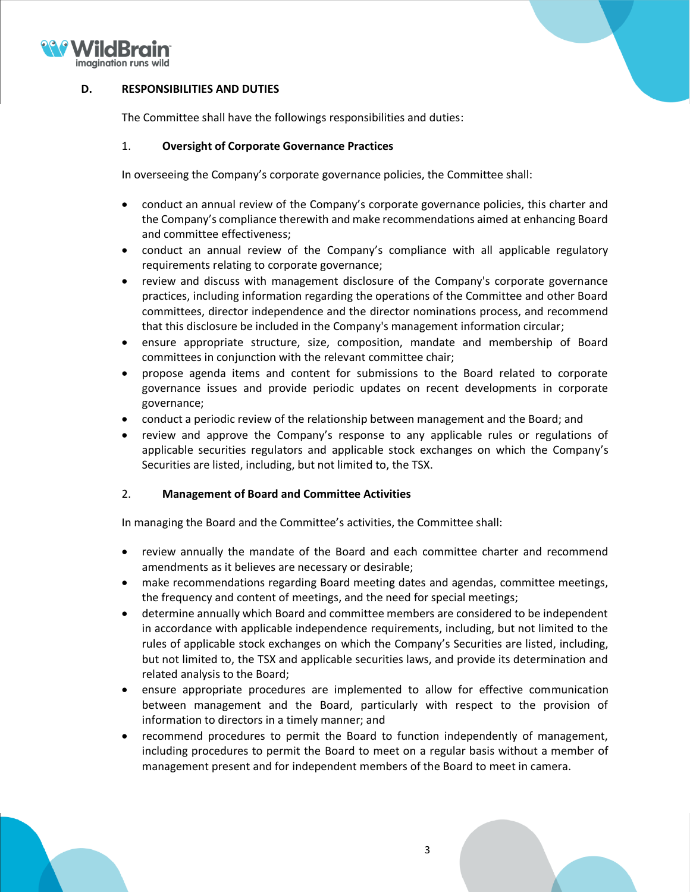## D. RESPONSIBILITIES AND DUTIES

The Committee shall have the followings responsibilities and duties:

### 1. Oversight of Corporate Governance Practices

In overseeing the Company's corporate governance policies, the Committee shall:

- conduct an annual review of the Company's corporate governance policies, this charter and the Company's compliance therewith and make recommendations aimed at enhancing Board and committee effectiveness;
- conduct an annual review of the Company's compliance with all applicable regulatory requirements relating to corporate governance;
- review and discuss with management disclosure of the Company's corporate governance practices, including information regarding the operations of the Committee and other Board committees, director independence and the director nominations process, and recommend that this disclosure be included in the Company's management information circular;
- ensure appropriate structure, size, composition, mandate and membership of Board committees in conjunction with the relevant committee chair;
- propose agenda items and content for submissions to the Board related to corporate governance issues and provide periodic updates on recent developments in corporate governance;
- conduct a periodic review of the relationship between management and the Board; and
- review and approve the Company's response to any applicable rules or regulations of applicable securities regulators and applicable stock exchanges on which the Company's Securities are listed, including, but not limited to, the TSX.

### 2. Management of Board and Committee Activities

In managing the Board and the Committee's activities, the Committee shall:

- review annually the mandate of the Board and each committee charter and recommend amendments as it believes are necessary or desirable;
- make recommendations regarding Board meeting dates and agendas, committee meetings, the frequency and content of meetings, and the need for special meetings;
- determine annually which Board and committee members are considered to be independent in accordance with applicable independence requirements, including, but not limited to the rules of applicable stock exchanges on which the Company's Securities are listed, including, but not limited to, the TSX and applicable securities laws, and provide its determination and related analysis to the Board;
- ensure appropriate procedures are implemented to allow for effective communication between management and the Board, particularly with respect to the provision of information to directors in a timely manner; and
- recommend procedures to permit the Board to function independently of management, including procedures to permit the Board to meet on a regular basis without a member of management present and for independent members of the Board to meet in camera.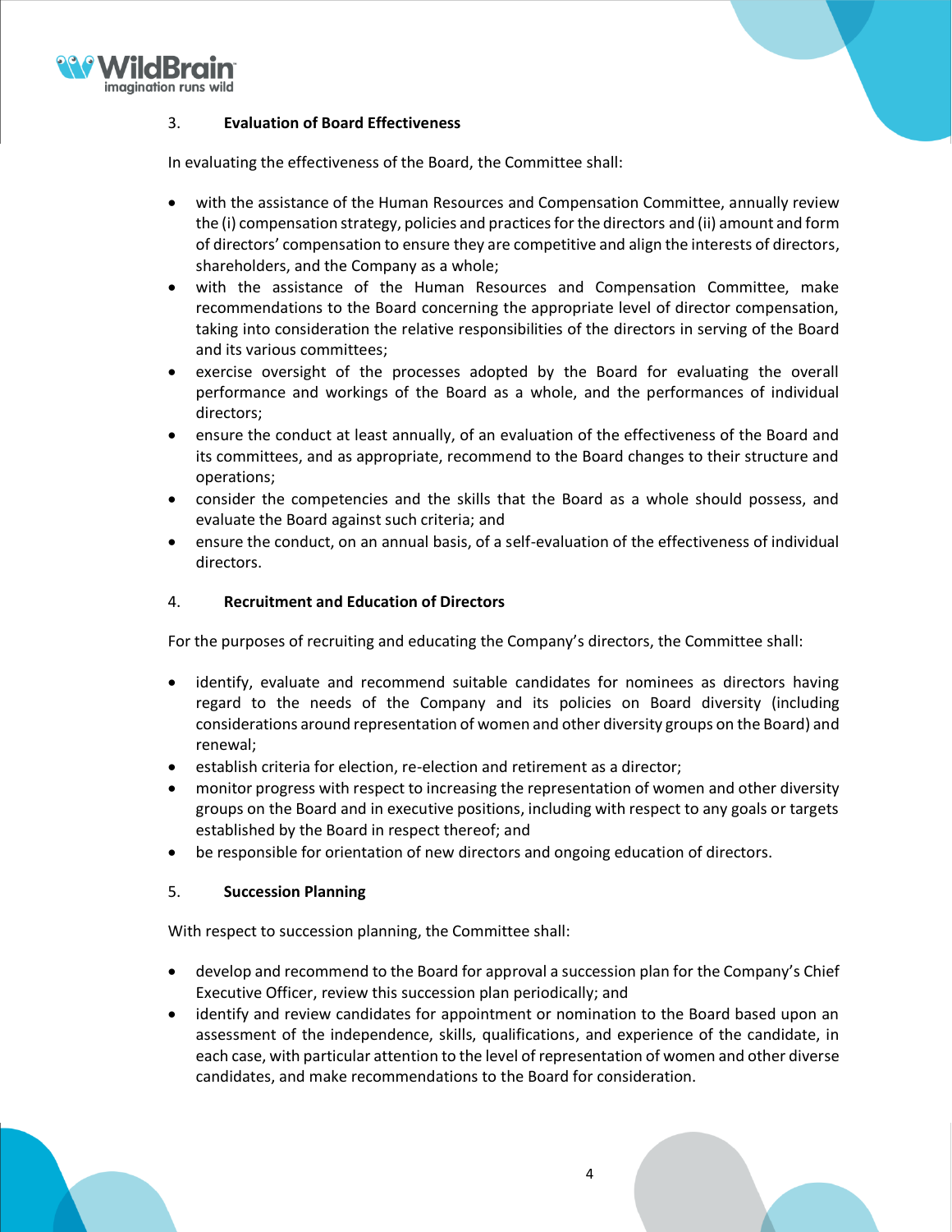### 3. **Evaluation of Board Effectiveness**

In evaluating the effectiveness of the Board, the Committee shall:

- with the assistance of the Human Resources and Compensation Committee, annually review the (i) compensation strategy, policies and practices for the directors and (ii) amount and form of directors' compensation to ensure they are competitive and align the interests of directors, shareholders, and the Company as a whole;
- with the assistance of the Human Resources and Compensation Committee, make recommendations to the Board concerning the appropriate level of director compensation, taking into consideration the relative responsibilities of the directors in serving of the Board and its various committees;
- exercise oversight of the processes adopted by the Board for evaluating the overall performance and workings of the Board as a whole, and the performances of individual directors;
- ensure the conduct at least annually, of an evaluation of the effectiveness of the Board and its committees, and as appropriate, recommend to the Board changes to their structure and operations;
- consider the competencies and the skills that the Board as a whole should possess, and evaluate the Board against such criteria; and
- ensure the conduct, on an annual basis, of a self-evaluation of the effectiveness of individual directors.

### 4. **Recruitment and Education of Directors**

For the purposes of recruiting and educating the Company's directors, the Committee shall:

- identify, evaluate and recommend suitable candidates for nominees as directors having regard to the needs of the Company and its policies on Board diversity (including considerations around representation of women and other diversity groups on the Board) and renewal;
- establish criteria for election, re-election and retirement as a director;
- monitor progress with respect to increasing the representation of women and other diversity groups on the Board and in executive positions, including with respect to any goals or targets established by the Board in respect thereof; and
- be responsible for orientation of new directors and ongoing education of directors.

### 5. **Succession Planning**

With respect to succession planning, the Committee shall:

- develop and recommend to the Board for approval a succession plan for the Company's Chief Executive Officer, review this succession plan periodically; and
- identify and review candidates for appointment or nomination to the Board based upon an assessment of the independence, skills, qualifications, and experience of the candidate, in each case, with particular attention to the level of representation of women and other diverse candidates, and make recommendations to the Board for consideration.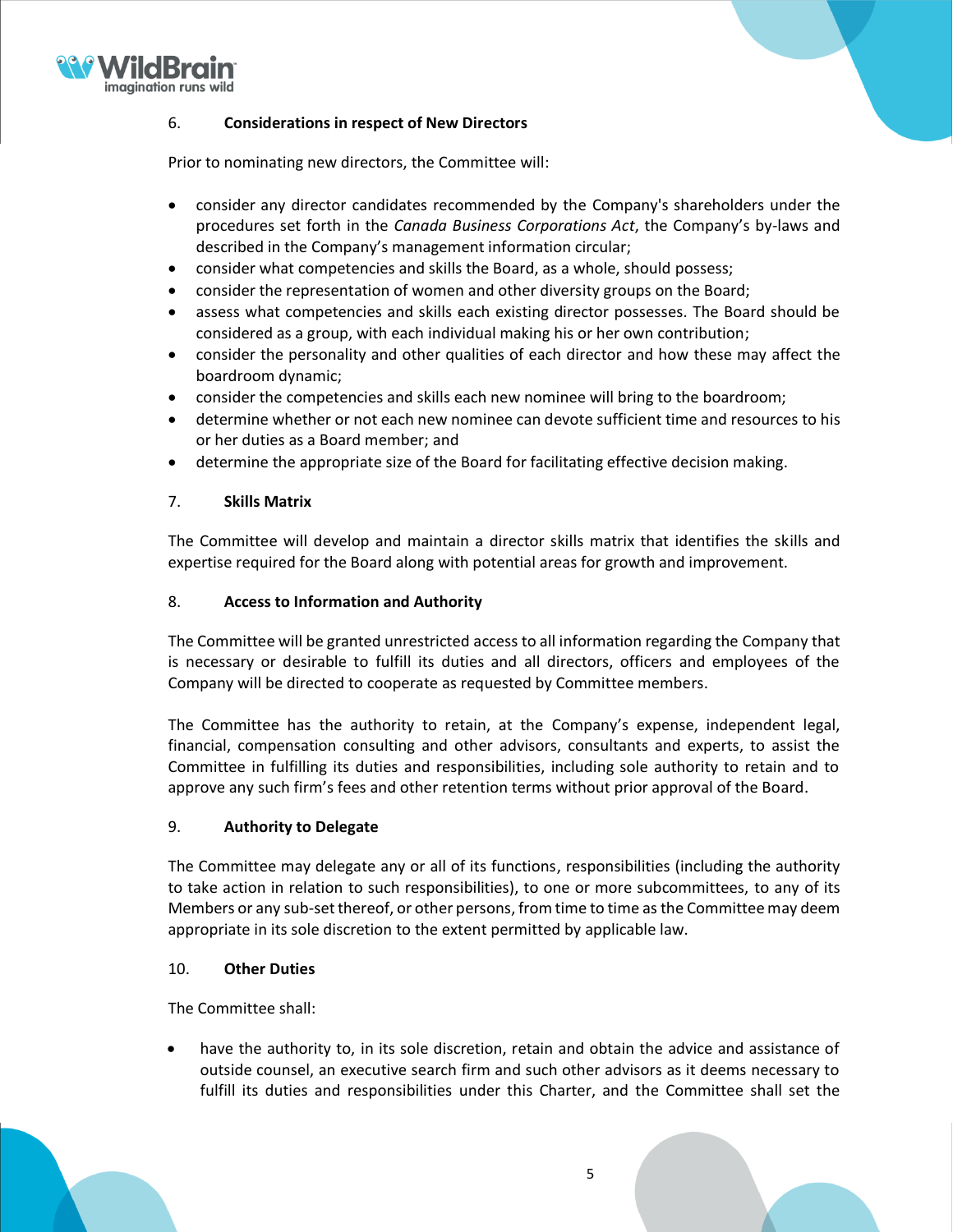## 6. Considerations in respect of New Directors

Prior to nominating new directors, the Committee will:

- consider any director candidates recommended by the Company's shareholders under the procedures set forth in the *Canada Business Corporations Act*, the Company's by-laws and described in the Company's management information circular;
- consider what competencies and skills the Board, as a whole, should possess;
- consider the representation of women and other diversity groups on the Board;
- assess what competencies and skills each existing director possesses. The Board should be considered as a group, with each individual making his or her own contribution;
- consider the personality and other qualities of each director and how these may affect the boardroom dynamic;
- consider the competencies and skills each new nominee will bring to the boardroom;
- determine whether or not each new nominee can devote sufficient time and resources to his or her duties as a Board member; and
- determine the appropriate size of the Board for facilitating effective decision making.

## 7. Skills Matrix

The Committee will develop and maintain a director skills matrix that identifies the skills and expertise required for the Board along with potential areas for growth and improvement.

## 8. Access to Information and Authority

The Committee will be granted unrestricted access to all information regarding the Company that is necessary or desirable to fulfill its duties and all directors, officers and employees of the Company will be directed to cooperate as requested by Committee members.

The Committee has the authority to retain, at the Company's expense, independent legal, financial, compensation consulting and other advisors, consultants and experts, to assist the Committee in fulfilling its duties and responsibilities, including sole authority to retain and to approve any such firm's fees and other retention terms without prior approval of the Board.

## 9. Authority to Delegate

The Committee may delegate any or all of its functions, responsibilities (including the authority to take action in relation to such responsibilities), to one or more subcommittees, to any of its Members or any sub-set thereof, or other persons, from time to time as the Committee may deem appropriate in its sole discretion to the extent permitted by applicable law.

## 10. Other Duties

The Committee shall:

- have the authority to, in its sole discretion, retain and obtain the advice and assistance of outside counsel, an executive search firm and such other advisors as it deems necessary to fulfill its duties and responsibilities under this Charter, and the Committee shall set the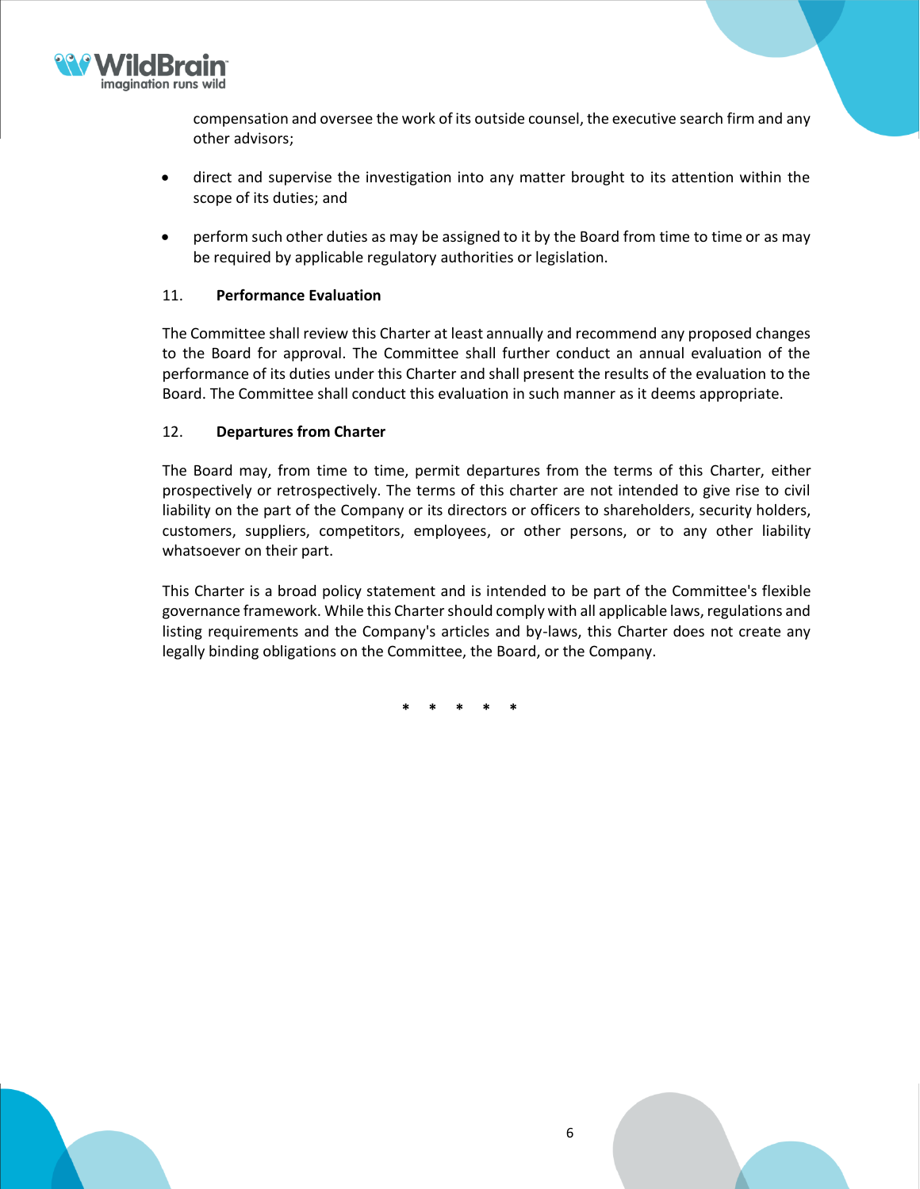compensation and oversee the work of its outside counsel, the executive search firm and any other advisors;

- direct and supervise the investigation into any matter brought to its attention within the scope of its duties; and
- perform such other duties as may be assigned to it by the Board from time to time or as may be required by applicable regulatory authorities or legislation.

### 11. Performance Evaluation

The Committee shall review this Charter at least annually and recommend any proposed changes to the Board for approval. The Committee shall further conduct an annual evaluation of the performance of its duties under this Charter and shall present the results of the evaluation to the Board. The Committee shall conduct this evaluation in such manner as it deems appropriate.

### 12. Departures from Charter

The Board may, from time to time, permit departures from the terms of this Charter, either prospectively or retrospectively. The terms of this charter are not intended to give rise to civil liability on the part of the Company or its directors or officers to shareholders, security holders, customers, suppliers, competitors, employees, or other persons, or to any other liability whatsoever on their part.

This Charter is a broad policy statement and is intended to be part of the Committee's flexible governance framework. While this Charter should comply with all applicable laws, regulations and listing requirements and the Company's articles and by-laws, this Charter does not create any legally binding obligations on the Committee, the Board, or the Company.

\* \* \* \* \*